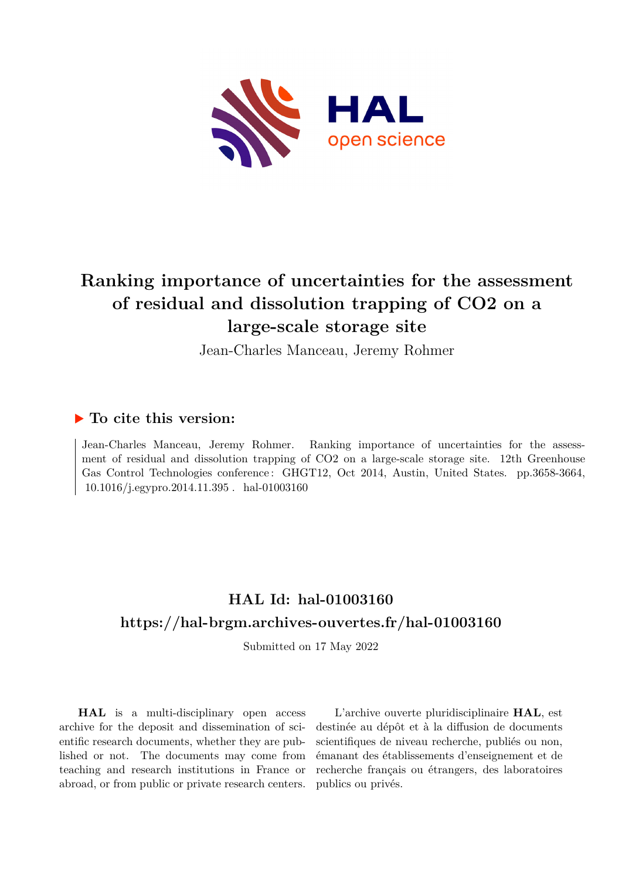# Ranking importance of uncertainties for the assessment of residual and dissolution trapping of CO2 on a large-scale storage site

Jean-Charles Manceau, Jeremy Rohmer

## ▶ To cite this version:

Jean-Charles Manceau, Jeremy Rohmer. Ranking importance of uncertainties for the assessment of residual and dissolution trapping of CO2 on a large-scale storage site. 12th Greenhouse Gas Control Technologies conference : GHGT12, Oct 2014, Austin, United States. pp.3658-3664, 10.1016/j.egypro.2014.11.395 . hal-01003160

## HAL Id: hal-01003160

## https://hal-brgm.archives-ouvertes.fr/hal-01003160

Submitted on 17 May 2022

**HAL** is a multi-disciplinary open access archive for the deposit and dissemination of scientific research documents, whether they are published or not. The documents may come from teaching and research institutions in France or abroad, or from public or private research centers.

L'archive ouverte pluridisciplinaire **HAL**, est destinée au dépôt et à la diffusion de documents scientifiques de niveau recherche, publiés ou non, émanant des établissements d'enseignement et de recherche français ou étrangers, des laboratoires publics ou privés.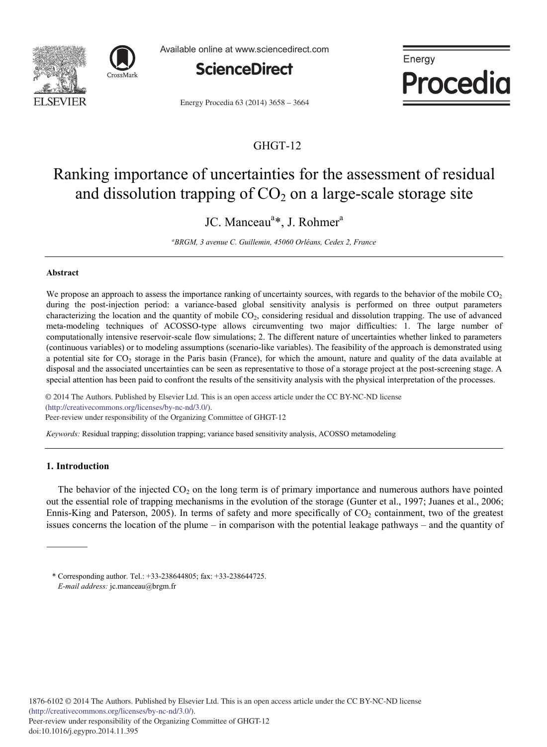# GHGT-12

# Ranking importance of uncertainties for the assessment of residual and dissolution trapping of $CO_2$ on a large-scale storage site

JC. Manceau[a]*, J. Rohmer[a]

[a]*BRGM, 3 avenue C. Guillemin, 45060 Orléans, Cedex 2, France*

---

### Abstract

We propose an approach to assess the importance ranking of uncertainty sources, with regards to the behavior of the mobile $CO_2$ during the post-injection period: a variance-based global sensitivity analysis is performed on three output parameters characterizing the location and the quantity of mobile $CO_2$, considering residual and dissolution trapping. The use of advanced meta-modeling techniques of ACOSSO-type allows circumventing two major difficulties: 1. The large number of computationally intensive reservoir-scale flow simulations; 2. The different nature of uncertainties whether linked to parameters (continuous variables) or to modeling assumptions (scenario-like variables). The feasibility of the approach is demonstrated using a potential site for $CO_2$ storage in the Paris basin (France), for which the amount, nature and quality of the data available at disposal and the associated uncertainties can be seen as representative to those of a storage project at the post-screening stage. A special attention has been paid to confront the results of the sensitivity analysis with the physical interpretation of the processes.

© 2014 The Authors. Published by Elsevier Ltd. This is an open access article under the CC BY-NC-ND license (http://creativecommons.org/licenses/by-nc-nd/3.0/).
Peer-review under responsibility of the Organizing Committee of GHGT-12

*Keywords:* Residual trapping; dissolution trapping; variance based sensitivity analysis, ACOSSO metamodeling

---

## 1. Introduction

The behavior of the injected $CO_2$ on the long term is of primary importance and numerous authors have pointed out the essential role of trapping mechanisms in the evolution of the storage (Gunter et al., 1997; Juanes et al., 2006; Ennis-King and Paterson, 2005). In terms of safety and more specifically of $CO_2$ containment, two of the greatest issues concerns the location of the plume – in comparison with the potential leakage pathways – and the quantity of

---

* Corresponding author. Tel.: +33-238644805; fax: +33-238644725.
*E-mail address:* jc.manceau@brgm.fr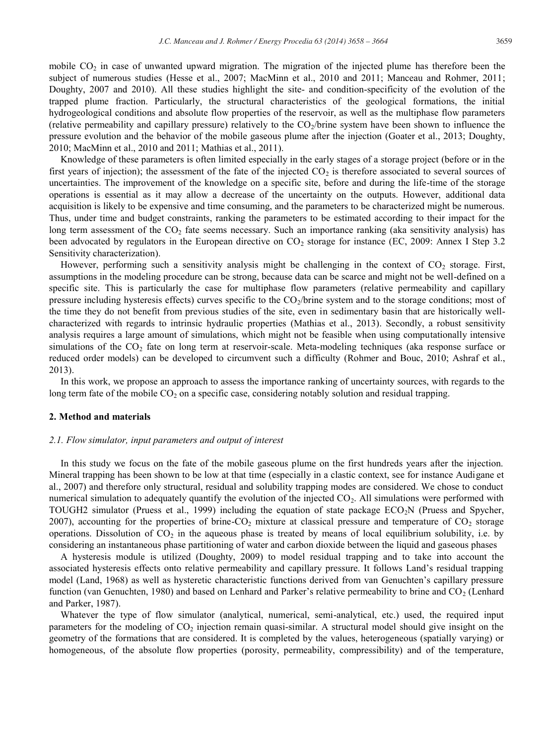mobile $CO_2$ in case of unwanted upward migration. The migration of the injected plume has therefore been the subject of numerous studies (Hesse et al., 2007; MacMinn et al., 2010 and 2011; Manceau and Rohmer, 2011; Doughty, 2007 and 2010). All these studies highlight the site- and condition-specificity of the evolution of the trapped plume fraction. Particularly, the structural characteristics of the geological formations, the initial hydrogeological conditions and absolute flow properties of the reservoir, as well as the multiphase flow parameters (relative permeability and capillary pressure) relatively to the $CO_2$/brine system have been shown to influence the pressure evolution and the behavior of the mobile gaseous plume after the injection (Goater et al., 2013; Doughty, 2010; MacMinn et al., 2010 and 2011; Mathias et al., 2011).

Knowledge of these parameters is often limited especially in the early stages of a storage project (before or in the first years of injection); the assessment of the fate of the injected $CO_2$ is therefore associated to several sources of uncertainties. The improvement of the knowledge on a specific site, before and during the life-time of the storage operations is essential as it may allow a decrease of the uncertainty on the outputs. However, additional data acquisition is likely to be expensive and time consuming, and the parameters to be characterized might be numerous. Thus, under time and budget constraints, ranking the parameters to be estimated according to their impact for the long term assessment of the $CO_2$ fate seems necessary. Such an importance ranking (aka sensitivity analysis) has been advocated by regulators in the European directive on $CO_2$ storage for instance (EC, 2009: Annex I Step 3.2 Sensitivity characterization).

However, performing such a sensitivity analysis might be challenging in the context of $CO_2$ storage. First, assumptions in the modeling procedure can be strong, because data can be scarce and might not be well-defined on a specific site. This is particularly the case for multiphase flow parameters (relative permeability and capillary pressure including hysteresis effects) curves specific to the $CO_2$/brine system and to the storage conditions; most of the time they do not benefit from previous studies of the site, even in sedimentary basin that are historically well-characterized with regards to intrinsic hydraulic properties (Mathias et al., 2013). Secondly, a robust sensitivity analysis requires a large amount of simulations, which might not be feasible when using computationally intensive simulations of the $CO_2$ fate on long term at reservoir-scale. Meta-modeling techniques (aka response surface or reduced order models) can be developed to circumvent such a difficulty (Rohmer and Bouc, 2010; Ashraf et al., 2013).

In this work, we propose an approach to assess the importance ranking of uncertainty sources, with regards to the long term fate of the mobile $CO_2$ on a specific case, considering notably solution and residual trapping.

## 2. Method and materials

### *2.1. Flow simulator, input parameters and output of interest*

In this study we focus on the fate of the mobile gaseous plume on the first hundreds years after the injection. Mineral trapping has been shown to be low at that time (especially in a clastic context, see for instance Audigane et al., 2007) and therefore only structural, residual and solubility trapping modes are considered. We chose to conduct numerical simulation to adequately quantify the evolution of the injected $CO_2$. All simulations were performed with TOUGH2 simulator (Pruess et al., 1999) including the equation of state package $ECO_2N$ (Pruess and Spycher, 2007), accounting for the properties of brine-$CO_2$ mixture at classical pressure and temperature of $CO_2$ storage operations. Dissolution of $CO_2$ in the aqueous phase is treated by means of local equilibrium solubility, i.e. by considering an instantaneous phase partitioning of water and carbon dioxide between the liquid and gaseous phases

A hysteresis module is utilized (Doughty, 2009) to model residual trapping and to take into account the associated hysteresis effects onto relative permeability and capillary pressure. It follows Land's residual trapping model (Land, 1968) as well as hysteretic characteristic functions derived from van Genuchten's capillary pressure function (van Genuchten, 1980) and based on Lenhard and Parker's relative permeability to brine and $CO_2$ (Lenhard and Parker, 1987).

Whatever the type of flow simulator (analytical, numerical, semi-analytical, etc.) used, the required input parameters for the modeling of $CO_2$ injection remain quasi-similar. A structural model should give insight on the geometry of the formations that are considered. It is completed by the values, heterogeneous (spatially varying) or homogeneous, of the absolute flow properties (porosity, permeability, compressibility) and of the temperature,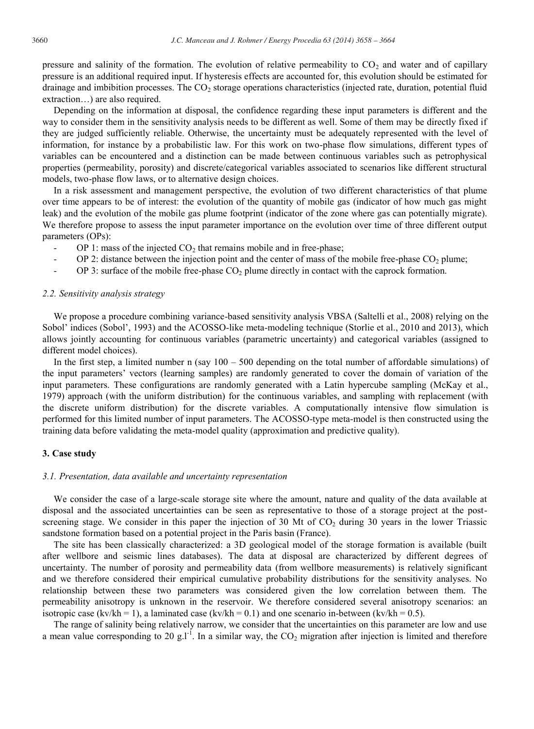pressure and salinity of the formation. The evolution of relative permeability to $CO_2$ and water and of capillary pressure is an additional required input. If hysteresis effects are accounted for, this evolution should be estimated for drainage and imbibition processes. The $CO_2$ storage operations characteristics (injected rate, duration, potential fluid extraction…) are also required.

Depending on the information at disposal, the confidence regarding these input parameters is different and the way to consider them in the sensitivity analysis needs to be different as well. Some of them may be directly fixed if they are judged sufficiently reliable. Otherwise, the uncertainty must be adequately represented with the level of information, for instance by a probabilistic law. For this work on two-phase flow simulations, different types of variables can be encountered and a distinction can be made between continuous variables such as petrophysical properties (permeability, porosity) and discrete/categorical variables associated to scenarios like different structural models, two-phase flow laws, or to alternative design choices.

In a risk assessment and management perspective, the evolution of two different characteristics of that plume over time appears to be of interest: the evolution of the quantity of mobile gas (indicator of how much gas might leak) and the evolution of the mobile gas plume footprint (indicator of the zone where gas can potentially migrate). We therefore propose to assess the input parameter importance on the evolution over time of three different output parameters (OPs):

- OP 1: mass of the injected $CO_2$ that remains mobile and in free-phase;
- OP 2: distance between the injection point and the center of mass of the mobile free-phase $CO_2$ plume;
- OP 3: surface of the mobile free-phase $CO_2$ plume directly in contact with the caprock formation.

### *2.2. Sensitivity analysis strategy*

We propose a procedure combining variance-based sensitivity analysis VBSA (Saltelli et al., 2008) relying on the Sobol' indices (Sobol', 1993) and the ACOSSO-like meta-modeling technique (Storlie et al., 2010 and 2013), which allows jointly accounting for continuous variables (parametric uncertainty) and categorical variables (assigned to different model choices).

In the first step, a limited number n (say 100 – 500 depending on the total number of affordable simulations) of the input parameters' vectors (learning samples) are randomly generated to cover the domain of variation of the input parameters. These configurations are randomly generated with a Latin hypercube sampling (McKay et al., 1979) approach (with the uniform distribution) for the continuous variables, and sampling with replacement (with the discrete uniform distribution) for the discrete variables. A computationally intensive flow simulation is performed for this limited number of input parameters. The ACOSSO-type meta-model is then constructed using the training data before validating the meta-model quality (approximation and predictive quality).

## **3. Case study**

### *3.1. Presentation, data available and uncertainty representation*

We consider the case of a large-scale storage site where the amount, nature and quality of the data available at disposal and the associated uncertainties can be seen as representative to those of a storage project at the post-screening stage. We consider in this paper the injection of 30 Mt of $CO_2$ during 30 years in the lower Triassic sandstone formation based on a potential project in the Paris basin (France).

The site has been classically characterized: a 3D geological model of the storage formation is available (built after wellbore and seismic lines databases). The data at disposal are characterized by different degrees of uncertainty. The number of porosity and permeability data (from wellbore measurements) is relatively significant and we therefore considered their empirical cumulative probability distributions for the sensitivity analyses. No relationship between these two parameters was considered given the low correlation between them. The permeability anisotropy is unknown in the reservoir. We therefore considered several anisotropy scenarios: an isotropic case ($kv/kh = 1$), a laminated case ($kv/kh = 0.1$) and one scenario in-between ($kv/kh = 0.5$).

The range of salinity being relatively narrow, we consider that the uncertainties on this parameter are low and use a mean value corresponding to 20 $g.l^{-1}$. In a similar way, the $CO_2$ migration after injection is limited and therefore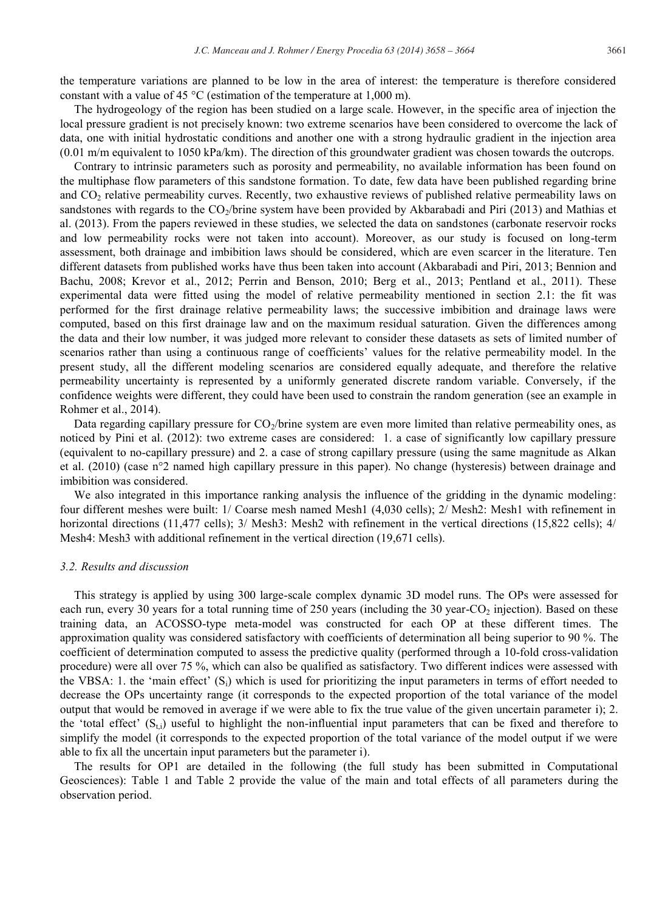the temperature variations are planned to be low in the area of interest: the temperature is therefore considered constant with a value of 45 °C (estimation of the temperature at 1,000 m).

The hydrogeology of the region has been studied on a large scale. However, in the specific area of injection the local pressure gradient is not precisely known: two extreme scenarios have been considered to overcome the lack of data, one with initial hydrostatic conditions and another one with a strong hydraulic gradient in the injection area (0.01 m/m equivalent to 1050 kPa/km). The direction of this groundwater gradient was chosen towards the outcrops.

Contrary to intrinsic parameters such as porosity and permeability, no available information has been found on the multiphase flow parameters of this sandstone formation. To date, few data have been published regarding brine and $CO_2$ relative permeability curves. Recently, two exhaustive reviews of published relative permeability laws on sandstones with regards to the $CO_2$/brine system have been provided by Akbarabadi and Piri (2013) and Mathias et al. (2013). From the papers reviewed in these studies, we selected the data on sandstones (carbonate reservoir rocks and low permeability rocks were not taken into account). Moreover, as our study is focused on long-term assessment, both drainage and imbibition laws should be considered, which are even scarcer in the literature. Ten different datasets from published works have thus been taken into account (Akbarabadi and Piri, 2013; Bennion and Bachu, 2008; Krevor et al., 2012; Perrin and Benson, 2010; Berg et al., 2013; Pentland et al., 2011). These experimental data were fitted using the model of relative permeability mentioned in section 2.1: the fit was performed for the first drainage relative permeability laws; the successive imbibition and drainage laws were computed, based on this first drainage law and on the maximum residual saturation. Given the differences among the data and their low number, it was judged more relevant to consider these datasets as sets of limited number of scenarios rather than using a continuous range of coefficients' values for the relative permeability model. In the present study, all the different modeling scenarios are considered equally adequate, and therefore the relative permeability uncertainty is represented by a uniformly generated discrete random variable. Conversely, if the confidence weights were different, they could have been used to constrain the random generation (see an example in Rohmer et al., 2014).

Data regarding capillary pressure for $CO_2$/brine system are even more limited than relative permeability ones, as noticed by Pini et al. (2012): two extreme cases are considered: 1. a case of significantly low capillary pressure (equivalent to no-capillary pressure) and 2. a case of strong capillary pressure (using the same magnitude as Alkan et al. (2010) (case n°2 named high capillary pressure in this paper). No change (hysteresis) between drainage and imbibition was considered.

We also integrated in this importance ranking analysis the influence of the gridding in the dynamic modeling: four different meshes were built: 1/ Coarse mesh named Mesh1 (4,030 cells); 2/ Mesh2: Mesh1 with refinement in horizontal directions (11,477 cells); 3/ Mesh3: Mesh2 with refinement in the vertical directions (15,822 cells); 4/ Mesh4: Mesh3 with additional refinement in the vertical direction (19,671 cells).

### 3.2. Results and discussion

This strategy is applied by using 300 large-scale complex dynamic 3D model runs. The OPs were assessed for each run, every 30 years for a total running time of 250 years (including the 30 year-$CO_2$ injection). Based on these training data, an ACOSSO-type meta-model was constructed for each OP at these different times. The approximation quality was considered satisfactory with coefficients of determination all being superior to 90 %. The coefficient of determination computed to assess the predictive quality (performed through a 10-fold cross-validation procedure) were all over 75 %, which can also be qualified as satisfactory. Two different indices were assessed with the VBSA: 1. the 'main effect' ($S_i$) which is used for prioritizing the input parameters in terms of effort needed to decrease the OPs uncertainty range (it corresponds to the expected proportion of the total variance of the model output that would be removed in average if we were able to fix the true value of the given uncertain parameter i); 2. the 'total effect' ($S_{t,i}$) useful to highlight the non-influential input parameters that can be fixed and therefore to simplify the model (it corresponds to the expected proportion of the total variance of the model output if we were able to fix all the uncertain input parameters but the parameter i).

The results for OP1 are detailed in the following (the full study has been submitted in Computational Geosciences): Table 1 and Table 2 provide the value of the main and total effects of all parameters during the observation period.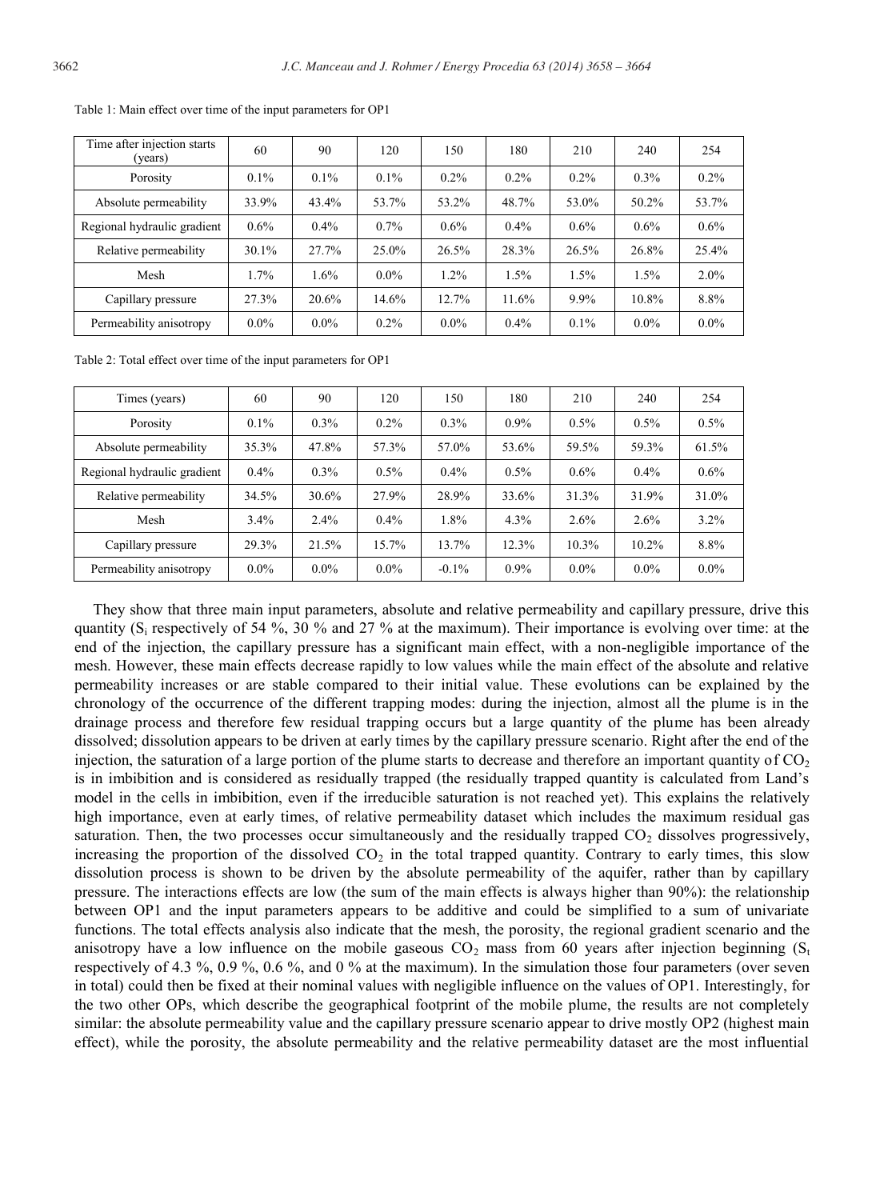Table 1: Main effect over time of the input parameters for OP1

| Time after injection starts (years) | 60 | 90 | 120 | 150 | 180 | 210 | 240 | 254 |
|---|---|---|---|---|---|---|---|---|
| Porosity | 0.1% | 0.1% | 0.1% | 0.2% | 0.2% | 0.2% | 0.3% | 0.2% |
| Absolute permeability | 33.9% | 43.4% | 53.7% | 53.2% | 48.7% | 53.0% | 50.2% | 53.7% |
| Regional hydraulic gradient | 0.6% | 0.4% | 0.7% | 0.6% | 0.4% | 0.6% | 0.6% | 0.6% |
| Relative permeability | 30.1% | 27.7% | 25.0% | 26.5% | 28.3% | 26.5% | 26.8% | 25.4% |
| Mesh | 1.7% | 1.6% | 0.0% | 1.2% | 1.5% | 1.5% | 1.5% | 2.0% |
| Capillary pressure | 27.3% | 20.6% | 14.6% | 12.7% | 11.6% | 9.9% | 10.8% | 8.8% |
| Permeability anisotropy | 0.0% | 0.0% | 0.2% | 0.0% | 0.4% | 0.1% | 0.0% | 0.0% |

Table 2: Total effect over time of the input parameters for OP1

| Times (years) | 60 | 90 | 120 | 150 | 180 | 210 | 240 | 254 |
|---|---|---|---|---|---|---|---|---|
| Porosity | 0.1% | 0.3% | 0.2% | 0.3% | 0.9% | 0.5% | 0.5% | 0.5% |
| Absolute permeability | 35.3% | 47.8% | 57.3% | 57.0% | 53.6% | 59.5% | 59.3% | 61.5% |
| Regional hydraulic gradient | 0.4% | 0.3% | 0.5% | 0.4% | 0.5% | 0.6% | 0.4% | 0.6% |
| Relative permeability | 34.5% | 30.6% | 27.9% | 28.9% | 33.6% | 31.3% | 31.9% | 31.0% |
| Mesh | 3.4% | 2.4% | 0.4% | 1.8% | 4.3% | 2.6% | 2.6% | 3.2% |
| Capillary pressure | 29.3% | 21.5% | 15.7% | 13.7% | 12.3% | 10.3% | 10.2% | 8.8% |
| Permeability anisotropy | 0.0% | 0.0% | 0.0% | -0.1% | 0.9% | 0.0% | 0.0% | 0.0% |

They show that three main input parameters, absolute and relative permeability and capillary pressure, drive this quantity ($S_i$ respectively of 54 %, 30 % and 27 % at the maximum). Their importance is evolving over time: at the end of the injection, the capillary pressure has a significant main effect, with a non-negligible importance of the mesh. However, these main effects decrease rapidly to low values while the main effect of the absolute and relative permeability increases or are stable compared to their initial value. These evolutions can be explained by the chronology of the occurrence of the different trapping modes: during the injection, almost all the plume is in the drainage process and therefore few residual trapping occurs but a large quantity of the plume has been already dissolved; dissolution appears to be driven at early times by the capillary pressure scenario. Right after the end of the injection, the saturation of a large portion of the plume starts to decrease and therefore an important quantity of $CO_2$ is in imbibition and is considered as residually trapped (the residually trapped quantity is calculated from Land's model in the cells in imbibition, even if the irreducible saturation is not reached yet). This explains the relatively high importance, even at early times, of relative permeability dataset which includes the maximum residual gas saturation. Then, the two processes occur simultaneously and the residually trapped $CO_2$ dissolves progressively, increasing the proportion of the dissolved $CO_2$ in the total trapped quantity. Contrary to early times, this slow dissolution process is shown to be driven by the absolute permeability of the aquifer, rather than by capillary pressure. The interactions effects are low (the sum of the main effects is always higher than 90%): the relationship between OP1 and the input parameters appears to be additive and could be simplified to a sum of univariate functions. The total effects analysis also indicate that the mesh, the porosity, the regional gradient scenario and the anisotropy have a low influence on the mobile gaseous $CO_2$ mass from 60 years after injection beginning ($S_t$ respectively of 4.3 %, 0.9 %, 0.6 %, and 0 % at the maximum). In the simulation those four parameters (over seven in total) could then be fixed at their nominal values with negligible influence on the values of OP1. Interestingly, for the two other OPs, which describe the geographical footprint of the mobile plume, the results are not completely similar: the absolute permeability value and the capillary pressure scenario appear to drive mostly OP2 (highest main effect), while the porosity, the absolute permeability and the relative permeability dataset are the most influential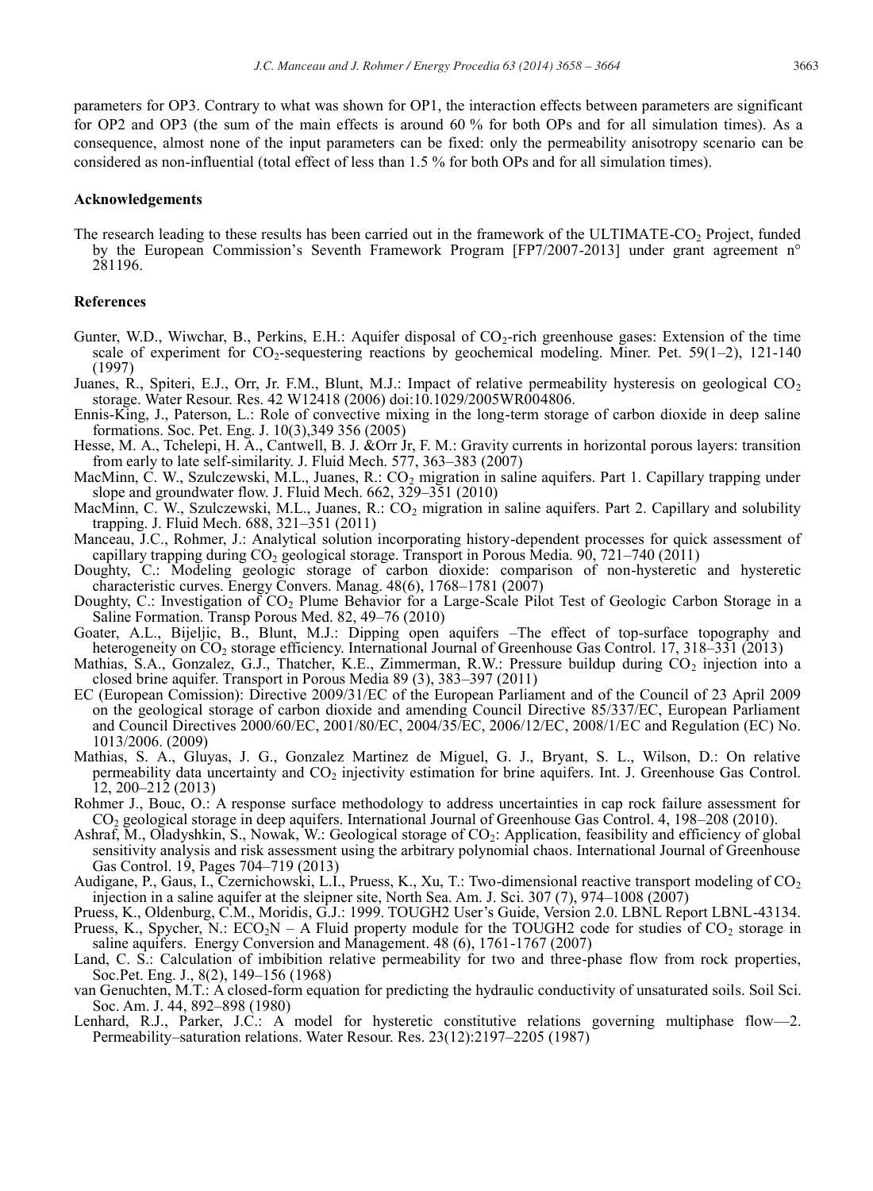parameters for OP3. Contrary to what was shown for OP1, the interaction effects between parameters are significant for OP2 and OP3 (the sum of the main effects is around 60 % for both OPs and for all simulation times). As a consequence, almost none of the input parameters can be fixed: only the permeability anisotropy scenario can be considered as non-influential (total effect of less than 1.5 % for both OPs and for all simulation times).

## Acknowledgements

The research leading to these results has been carried out in the framework of the ULTIMATE-$CO_2$ Project, funded by the European Commission's Seventh Framework Program [FP7/2007-2013] under grant agreement n° 281196.

## References

Gunter, W.D., Wiwchar, B., Perkins, E.H.: Aquifer disposal of $CO_2$-rich greenhouse gases: Extension of the time scale of experiment for $CO_2$-sequestering reactions by geochemical modeling. Miner. Pet. 59(1–2), 121-140 (1997)

Juanes, R., Spiteri, E.J., Orr, Jr. F.M., Blunt, M.J.: Impact of relative permeability hysteresis on geological $CO_2$ storage. Water Resour. Res. 42 W12418 (2006) doi:10.1029/2005WR004806.

Ennis-King, J., Paterson, L.: Role of convective mixing in the long-term storage of carbon dioxide in deep saline formations. Soc. Pet. Eng. J. 10(3),349 356 (2005)

Hesse, M. A., Tchelepi, H. A., Cantwell, B. J. &Orr Jr, F. M.: Gravity currents in horizontal porous layers: transition from early to late self-similarity. J. Fluid Mech. 577, 363–383 (2007)

MacMinn, C. W., Szulczewski, M.L., Juanes, R.: $CO_2$ migration in saline aquifers. Part 1. Capillary trapping under slope and groundwater flow. J. Fluid Mech. 662, 329–351 (2010)

MacMinn, C. W., Szulczewski, M.L., Juanes, R.: $CO_2$ migration in saline aquifers. Part 2. Capillary and solubility trapping. J. Fluid Mech. 688, 321–351 (2011)

Manceau, J.C., Rohmer, J.: Analytical solution incorporating history-dependent processes for quick assessment of capillary trapping during $CO_2$ geological storage. Transport in Porous Media. 90, 721–740 (2011)

Doughty, C.: Modeling geologic storage of carbon dioxide: comparison of non-hysteretic and hysteretic characteristic curves. Energy Convers. Manag. 48(6), 1768–1781 (2007)

Doughty, C.: Investigation of $CO_2$ Plume Behavior for a Large-Scale Pilot Test of Geologic Carbon Storage in a Saline Formation. Transp Porous Med. 82, 49–76 (2010)

Goater, A.L., Bijeljic, B., Blunt, M.J.: Dipping open aquifers –The effect of top-surface topography and heterogeneity on $CO_2$ storage efficiency. International Journal of Greenhouse Gas Control. 17, 318–331 (2013)

Mathias, S.A., Gonzalez, G.J., Thatcher, K.E., Zimmerman, R.W.: Pressure buildup during $CO_2$ injection into a closed brine aquifer. Transport in Porous Media 89 (3), 383–397 (2011)

EC (European Comission): Directive 2009/31/EC of the European Parliament and of the Council of 23 April 2009 on the geological storage of carbon dioxide and amending Council Directive 85/337/EC, European Parliament and Council Directives 2000/60/EC, 2001/80/EC, 2004/35/EC, 2006/12/EC, 2008/1/EC and Regulation (EC) No. 1013/2006. (2009)

Mathias, S. A., Gluyas, J. G., Gonzalez Martinez de Miguel, G. J., Bryant, S. L., Wilson, D.: On relative permeability data uncertainty and $CO_2$ injectivity estimation for brine aquifers. Int. J. Greenhouse Gas Control. 12, 200–212 (2013)

Rohmer J., Bouc, O.: A response surface methodology to address uncertainties in cap rock failure assessment for $CO_2$ geological storage in deep aquifers. International Journal of Greenhouse Gas Control. 4, 198–208 (2010).

Ashraf, M., Oladyshkin, S., Nowak, W.: Geological storage of $CO_2$: Application, feasibility and efficiency of global sensitivity analysis and risk assessment using the arbitrary polynomial chaos. International Journal of Greenhouse Gas Control. 19, Pages 704–719 (2013)

Audigane, P., Gaus, I., Czernichowski, L.I., Pruess, K., Xu, T.: Two-dimensional reactive transport modeling of $CO_2$ injection in a saline aquifer at the sleipner site, North Sea. Am. J. Sci. 307 (7), 974–1008 (2007)

Pruess, K., Oldenburg, C.M., Moridis, G.J.: 1999. TOUGH2 User's Guide, Version 2.0. LBNL Report LBNL-43134.

Pruess, K., Spycher, N.: $ECO_2N$ – A Fluid property module for the TOUGH2 code for studies of $CO_2$ storage in saline aquifers. Energy Conversion and Management. 48 (6), 1761-1767 (2007)

Land, C. S.: Calculation of imbibition relative permeability for two and three-phase flow from rock properties, Soc.Pet. Eng. J., 8(2), 149–156 (1968)

van Genuchten, M.T.: A closed-form equation for predicting the hydraulic conductivity of unsaturated soils. Soil Sci. Soc. Am. J. 44, 892–898 (1980)

Lenhard, R.J., Parker, J.C.: A model for hysteretic constitutive relations governing multiphase flow—2. Permeability–saturation relations. Water Resour. Res. 23(12):2197–2205 (1987)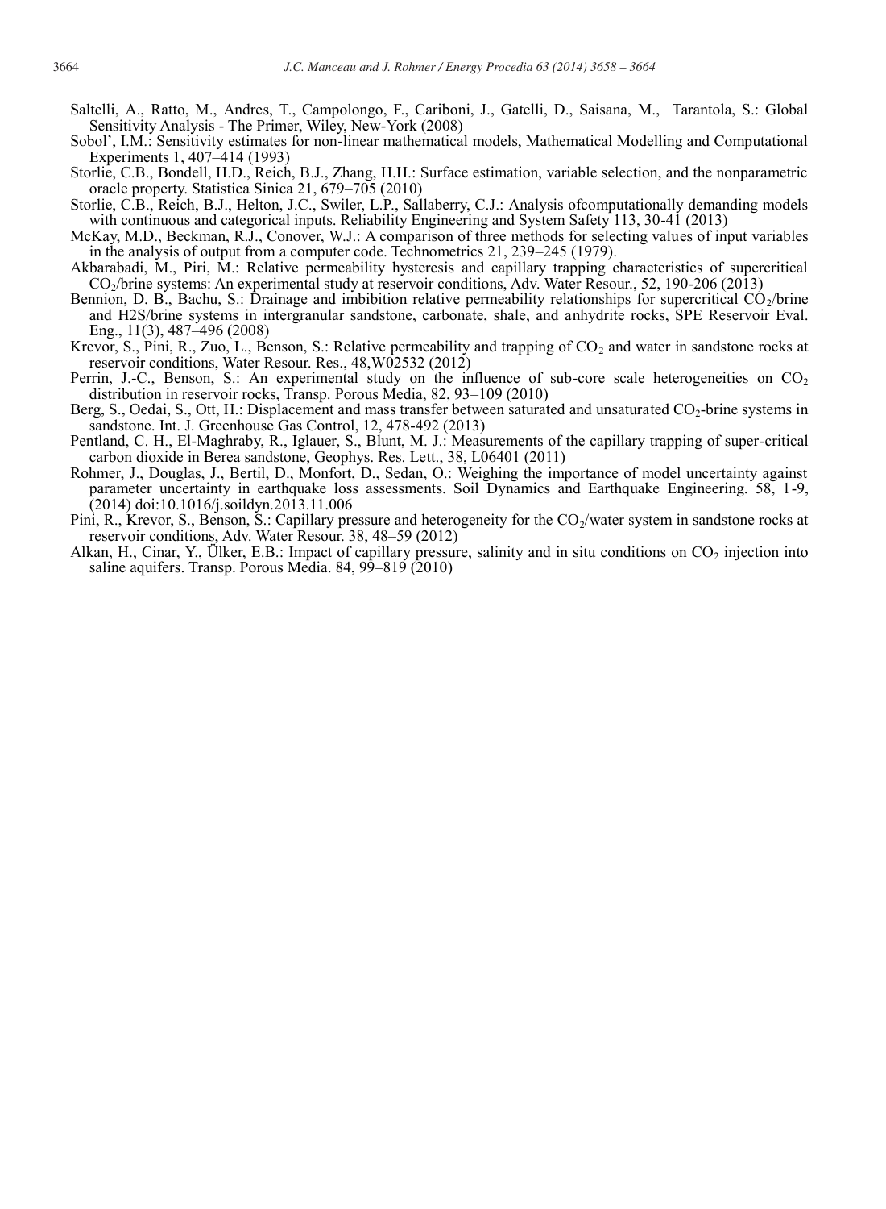Saltelli, A., Ratto, M., Andres, T., Campolongo, F., Cariboni, J., Gatelli, D., Saisana, M., Tarantola, S.: Global Sensitivity Analysis - The Primer, Wiley, New-York (2008)

Sobol', I.M.: Sensitivity estimates for non-linear mathematical models, Mathematical Modelling and Computational Experiments 1, 407–414 (1993)

Storlie, C.B., Bondell, H.D., Reich, B.J., Zhang, H.H.: Surface estimation, variable selection, and the nonparametric oracle property. Statistica Sinica 21, 679–705 (2010)

Storlie, C.B., Reich, B.J., Helton, J.C., Swiler, L.P., Sallaberry, C.J.: Analysis ofcomputationally demanding models with continuous and categorical inputs. Reliability Engineering and System Safety 113, 30-41 (2013)

McKay, M.D., Beckman, R.J., Conover, W.J.: A comparison of three methods for selecting values of input variables in the analysis of output from a computer code. Technometrics 21, 239–245 (1979).

Akbarabadi, M., Piri, M.: Relative permeability hysteresis and capillary trapping characteristics of supercritical $CO_2$/brine systems: An experimental study at reservoir conditions, Adv. Water Resour., 52, 190-206 (2013)

Bennion, D. B., Bachu, S.: Drainage and imbibition relative permeability relationships for supercritical $CO_2$/brine and H2S/brine systems in intergranular sandstone, carbonate, shale, and anhydrite rocks, SPE Reservoir Eval. Eng., 11(3), 487–496 (2008)

Krevor, S., Pini, R., Zuo, L., Benson, S.: Relative permeability and trapping of $CO_2$ and water in sandstone rocks at reservoir conditions, Water Resour. Res., 48,W02532 (2012)

Perrin, J.-C., Benson, S.: An experimental study on the influence of sub-core scale heterogeneities on $CO_2$ distribution in reservoir rocks, Transp. Porous Media, 82, 93–109 (2010)

Berg, S., Oedai, S., Ott, H.: Displacement and mass transfer between saturated and unsaturated $CO_2$-brine systems in sandstone. Int. J. Greenhouse Gas Control, 12, 478-492 (2013)

Pentland, C. H., El-Maghraby, R., Iglauer, S., Blunt, M. J.: Measurements of the capillary trapping of super-critical carbon dioxide in Berea sandstone, Geophys. Res. Lett., 38, L06401 (2011)

Rohmer, J., Douglas, J., Bertil, D., Monfort, D., Sedan, O.: Weighing the importance of model uncertainty against parameter uncertainty in earthquake loss assessments. Soil Dynamics and Earthquake Engineering. 58, 1-9, (2014) doi:10.1016/j.soildyn.2013.11.006

Pini, R., Krevor, S., Benson, S.: Capillary pressure and heterogeneity for the $CO_2$/water system in sandstone rocks at reservoir conditions, Adv. Water Resour. 38, 48–59 (2012)

Alkan, H., Cinar, Y., Ülker, E.B.: Impact of capillary pressure, salinity and in situ conditions on $CO_2$ injection into saline aquifers. Transp. Porous Media. 84, 99–819 (2010)